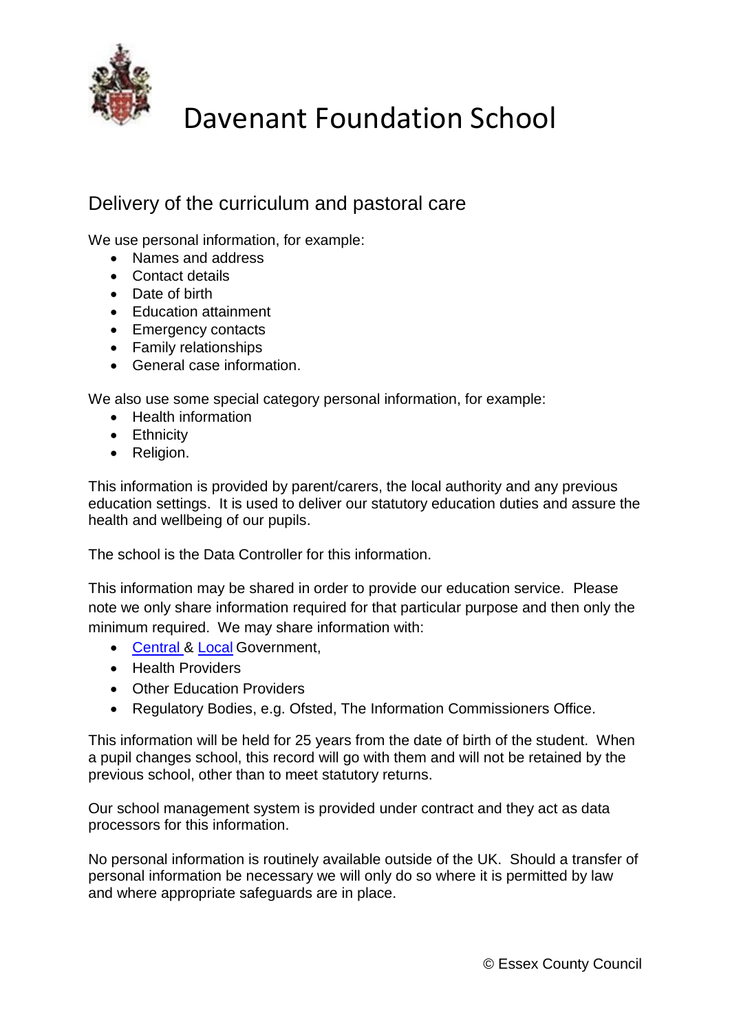# Davenant Foundation School

## Delivery of the curriculum and pastoral care

We use personal information, for example:

- Names and address
- Contact details
- Date of birth
- Education attainment
- Emergency contacts
- Family relationships
- General case information.

We also use some special category personal information, for example:

- Health information
- Ethnicity
- Religion.

This information is provided by parent/carers, the local authority and any previous education settings. It is used to deliver our statutory education duties and assure the health and wellbeing of our pupils.

The school is the Data Controller for this information.

This information may be shared in order to provide our education service. Please note we only share information required for that particular purpose and then only the minimum required. We may share information with:

- Central & Local Government,
- Health Providers
- Other Education Providers
- Regulatory Bodies, e.g. Ofsted, The Information Commissioners Office.

This information will be held for 25 years from the date of birth of the student. When a pupil changes school, this record will go with them and will not be retained by the previous school, other than to meet statutory returns.

Our school management system is provided under contract and they act as data processors for this information.

No personal information is routinely available outside of the UK. Should a transfer of personal information be necessary we will only do so where it is permitted by law and where appropriate safeguards are in place.

© Essex County Council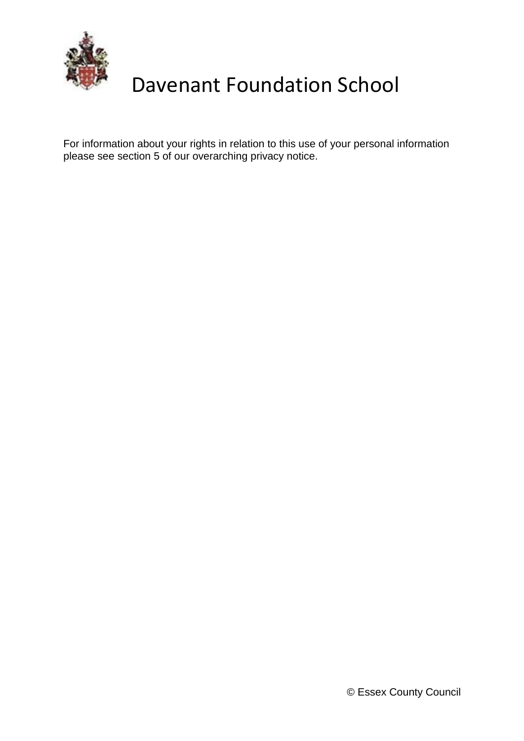# Davenant Foundation School

For information about your rights in relation to this use of your personal information please see section 5 of our overarching privacy notice.

© Essex County Council